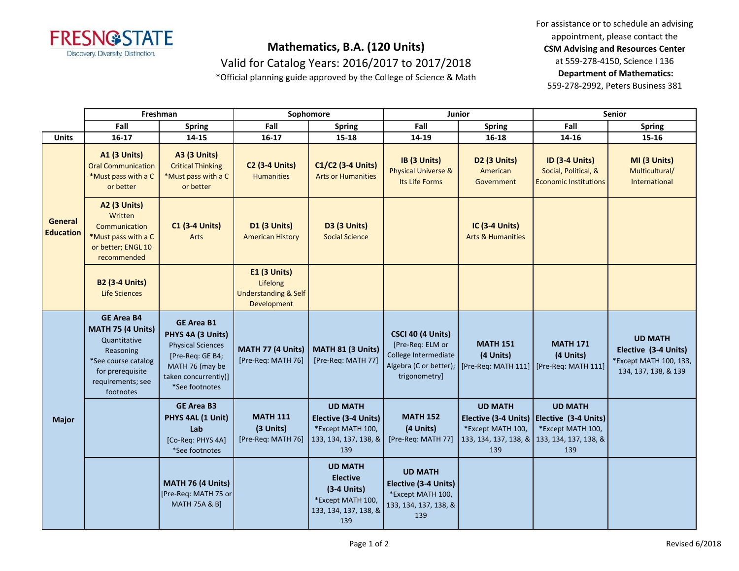# Mathematics, B.A. (120 Units)

Valid for Catalog Years: 2016/2017 to 2017/2018

*Official planning guide approved by the College of Science & Math

For assistance or to schedule an advising appointment, please contact the **CSM Advising and Resources Center** at 559-278-4150, Science I 136

**Department of Mathematics:** 559-278-2992, Peters Business 381

| | Freshman | | Sophomore | | Junior | | Senior | |
|---|---|---|---|---|---|---|---|---|
| | **Fall** | **Spring** | **Fall** | **Spring** | **Fall** | **Spring** | **Fall** | **Spring** |
| **Units** | **16-17** | **14-15** | **16-17** | **15-18** | **14-19** | **16-18** | **14-16** | **15-16** |
| **General Education** | **A1 (3 Units)** Oral Communication *Must pass with a C or better | **A3 (3 Units)** Critical Thinking *Must pass with a C or better | **C2 (3-4 Units)** Humanities | **C1/C2 (3-4 Units)** Arts or Humanities | **IB (3 Units)** Physical Universe & Its Life Forms | **D2 (3 Units)** American Government | **ID (3-4 Units)** Social, Political, & Economic Institutions | **MI (3 Units)** Multicultural/ International |
| | **A2 (3 Units)** Written Communication *Must pass with a C or better; ENGL 10 recommended | **C1 (3-4 Units)** Arts | **D1 (3 Units)** American History | **D3 (3 Units)** Social Science | | **IC (3-4 Units)** Arts & Humanities | | |
| | **B2 (3-4 Units)** Life Sciences | | **E1 (3 Units)** Lifelong Understanding & Self Development | | | | | |
| **Major** | **GE Area B4 MATH 75 (4 Units)** Quantitative Reasoning *See course catalog for prerequisite requirements; see footnotes | **GE Area B1 PHYS 4A (3 Units)** Physical Sciences [Pre-Req: GE B4; MATH 76 (may be taken concurrently)] *See footnotes | **MATH 77 (4 Units)** [Pre-Req: MATH 76] | **MATH 81 (3 Units)** [Pre-Req: MATH 77] | **CSCI 40 (4 Units)** [Pre-Req: ELM or College Intermediate Algebra (C or better); trigonometry] | **MATH 151 (4 Units)** [Pre-Req: MATH 111] | **MATH 171 (4 Units)** [Pre-Req: MATH 111] | **UD MATH Elective (3-4 Units)** *Except MATH 100, 133, 134, 137, 138, & 139 |
| | | **GE Area B3 PHYS 4AL (1 Unit) Lab** [Co-Req: PHYS 4A] *See footnotes | **MATH 111 (3 Units)** [Pre-Req: MATH 76] | **UD MATH Elective (3-4 Units)** *Except MATH 100, 133, 134, 137, 138, & 139 | **MATH 152 (4 Units)** [Pre-Req: MATH 77] | **UD MATH Elective (3-4 Units)** *Except MATH 100, 133, 134, 137, 138, & 139 | **UD MATH Elective (3-4 Units)** *Except MATH 100, 133, 134, 137, 138, & 139 | |
| | | **MATH 76 (4 Units)** [Pre-Req: MATH 75 or MATH 75A & B] | | **UD MATH Elective (3-4 Units)** *Except MATH 100, 133, 134, 137, 138, & 139 | **UD MATH Elective (3-4 Units)** *Except MATH 100, 133, 134, 137, 138, & 139 | | | |

Revised 6/2018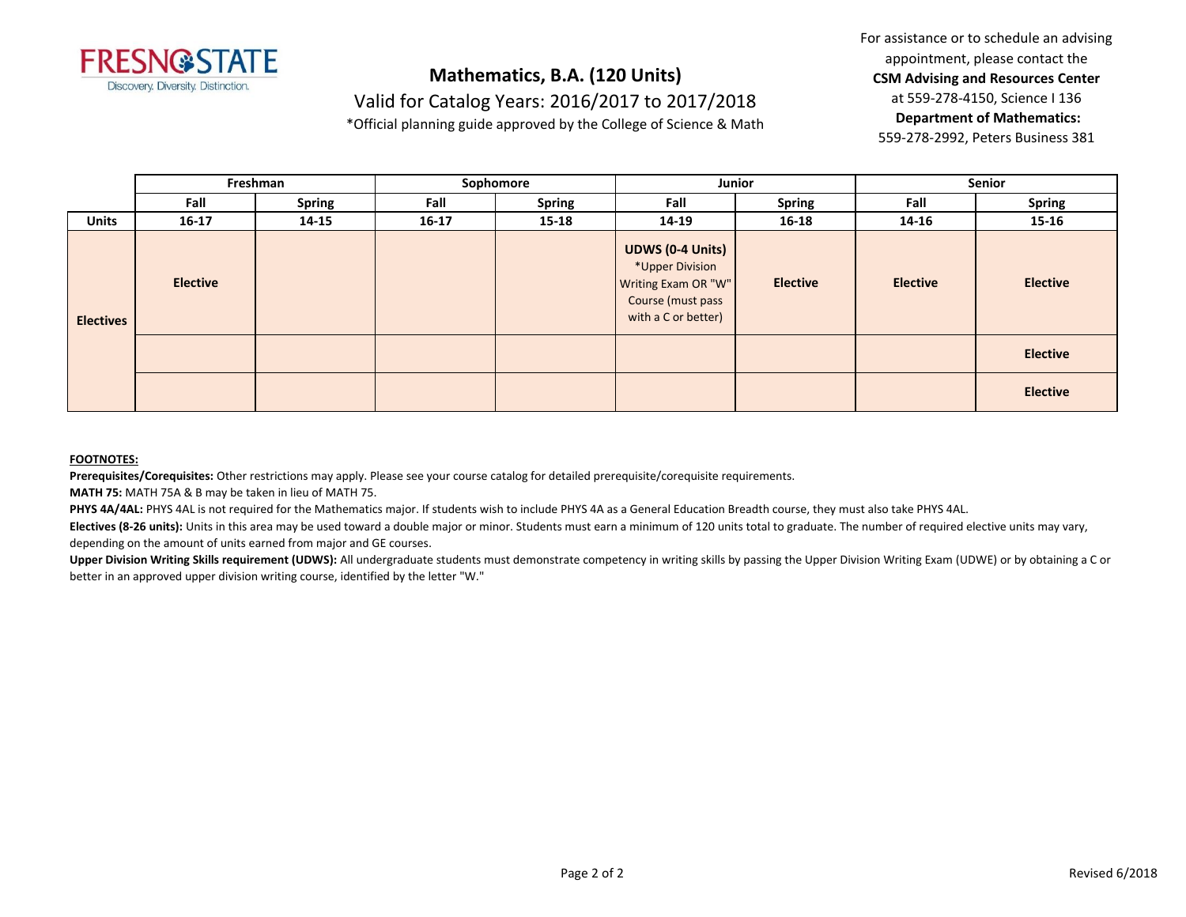# Mathematics, B.A. (120 Units)

Valid for Catalog Years: 2016/2017 to 2017/2018

*Official planning guide approved by the College of Science & Math

For assistance or to schedule an advising appointment, please contact the **CSM Advising and Resources Center** at 559-278-4150, Science I 136

**Department of Mathematics:** 559-278-2992, Peters Business 381

| | Freshman | | Sophomore | | Junior | | Senior | |
|---|---|---|---|---|---|---|---|---|
| | **Fall** | **Spring** | **Fall** | **Spring** | **Fall** | **Spring** | **Fall** | **Spring** |
| **Units** | **16-17** | **14-15** | **16-17** | **15-18** | **14-19** | **16-18** | **14-16** | **15-16** |
| **Electives** | **Elective** | | | | **UDWS (0-4 Units)** *Upper Division Writing Exam OR "W" Course (must pass with a C or better) | **Elective** | **Elective** | **Elective** |
| | | | | | | | | **Elective** |
| | | | | | | | | **Elective** |

**FOOTNOTES:**

**Prerequisites/Corequisites:** Other restrictions may apply. Please see your course catalog for detailed prerequisite/corequisite requirements.

**MATH 75:** MATH 75A & B may be taken in lieu of MATH 75.

**PHYS 4A/4AL:** PHYS 4AL is not required for the Mathematics major. If students wish to include PHYS 4A as a General Education Breadth course, they must also take PHYS 4AL.

**Electives (8-26 units):** Units in this area may be used toward a double major or minor. Students must earn a minimum of 120 units total to graduate. The number of required elective units may vary, depending on the amount of units earned from major and GE courses.

**Upper Division Writing Skills requirement (UDWS):** All undergraduate students must demonstrate competency in writing skills by passing the Upper Division Writing Exam (UDWE) or by obtaining a C or better in an approved upper division writing course, identified by the letter "W."

Revised 6/2018